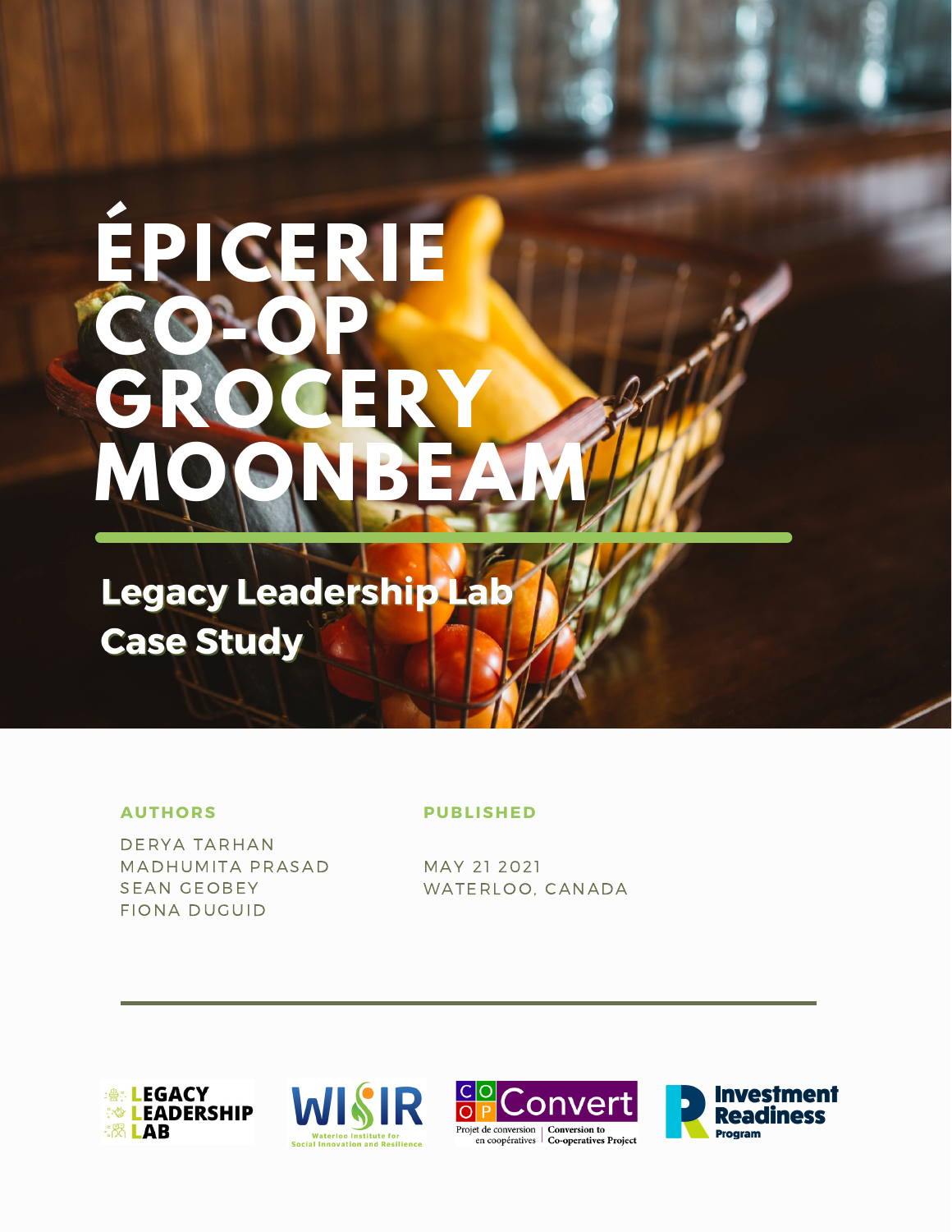# ÉPICERIE CO-OP GROCERY MOONBEAM

## Legacy Leadership Lab Case Study

**AUTHORS**

DERYA TARHAN
MADHUMITA PRASAD
SEAN GEOBEY
FIONA DUGUID

**PUBLISHED**

MAY 21 2021
WATERLOO, CANADA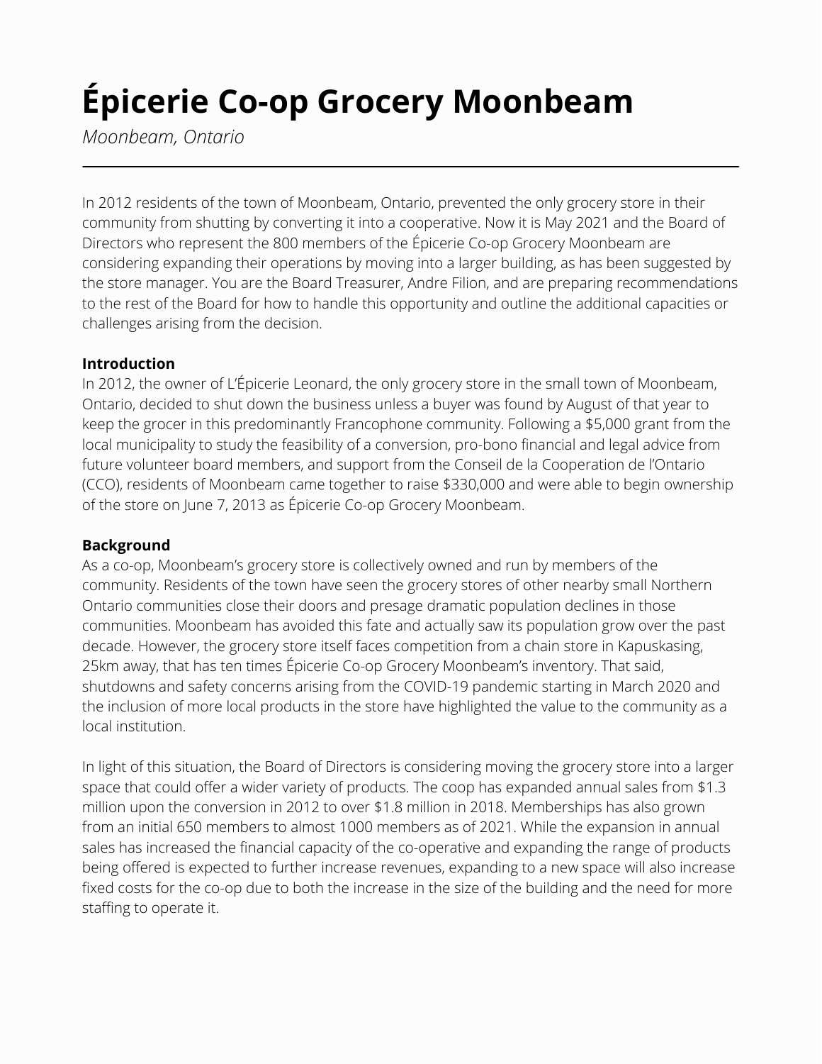# Épicerie Co-op Grocery Moonbeam

*Moonbeam, Ontario*

---

In 2012 residents of the town of Moonbeam, Ontario, prevented the only grocery store in their community from shutting by converting it into a cooperative. Now it is May 2021 and the Board of Directors who represent the 800 members of the Épicerie Co-op Grocery Moonbeam are considering expanding their operations by moving into a larger building, as has been suggested by the store manager. You are the Board Treasurer, Andre Filion, and are preparing recommendations to the rest of the Board for how to handle this opportunity and outline the additional capacities or challenges arising from the decision.

**Introduction**

In 2012, the owner of L'Épicerie Leonard, the only grocery store in the small town of Moonbeam, Ontario, decided to shut down the business unless a buyer was found by August of that year to keep the grocer in this predominantly Francophone community. Following a $5,000 grant from the local municipality to study the feasibility of a conversion, pro-bono financial and legal advice from future volunteer board members, and support from the Conseil de la Cooperation de l'Ontario (CCO), residents of Moonbeam came together to raise $330,000 and were able to begin ownership of the store on June 7, 2013 as Épicerie Co-op Grocery Moonbeam.

**Background**

As a co-op, Moonbeam's grocery store is collectively owned and run by members of the community. Residents of the town have seen the grocery stores of other nearby small Northern Ontario communities close their doors and presage dramatic population declines in those communities. Moonbeam has avoided this fate and actually saw its population grow over the past decade. However, the grocery store itself faces competition from a chain store in Kapuskasing, 25km away, that has ten times Épicerie Co-op Grocery Moonbeam's inventory. That said, shutdowns and safety concerns arising from the COVID-19 pandemic starting in March 2020 and the inclusion of more local products in the store have highlighted the value to the community as a local institution.

In light of this situation, the Board of Directors is considering moving the grocery store into a larger space that could offer a wider variety of products. The coop has expanded annual sales from $1.3 million upon the conversion in 2012 to over $1.8 million in 2018. Memberships has also grown from an initial 650 members to almost 1000 members as of 2021. While the expansion in annual sales has increased the financial capacity of the co-operative and expanding the range of products being offered is expected to further increase revenues, expanding to a new space will also increase fixed costs for the co-op due to both the increase in the size of the building and the need for more staffing to operate it.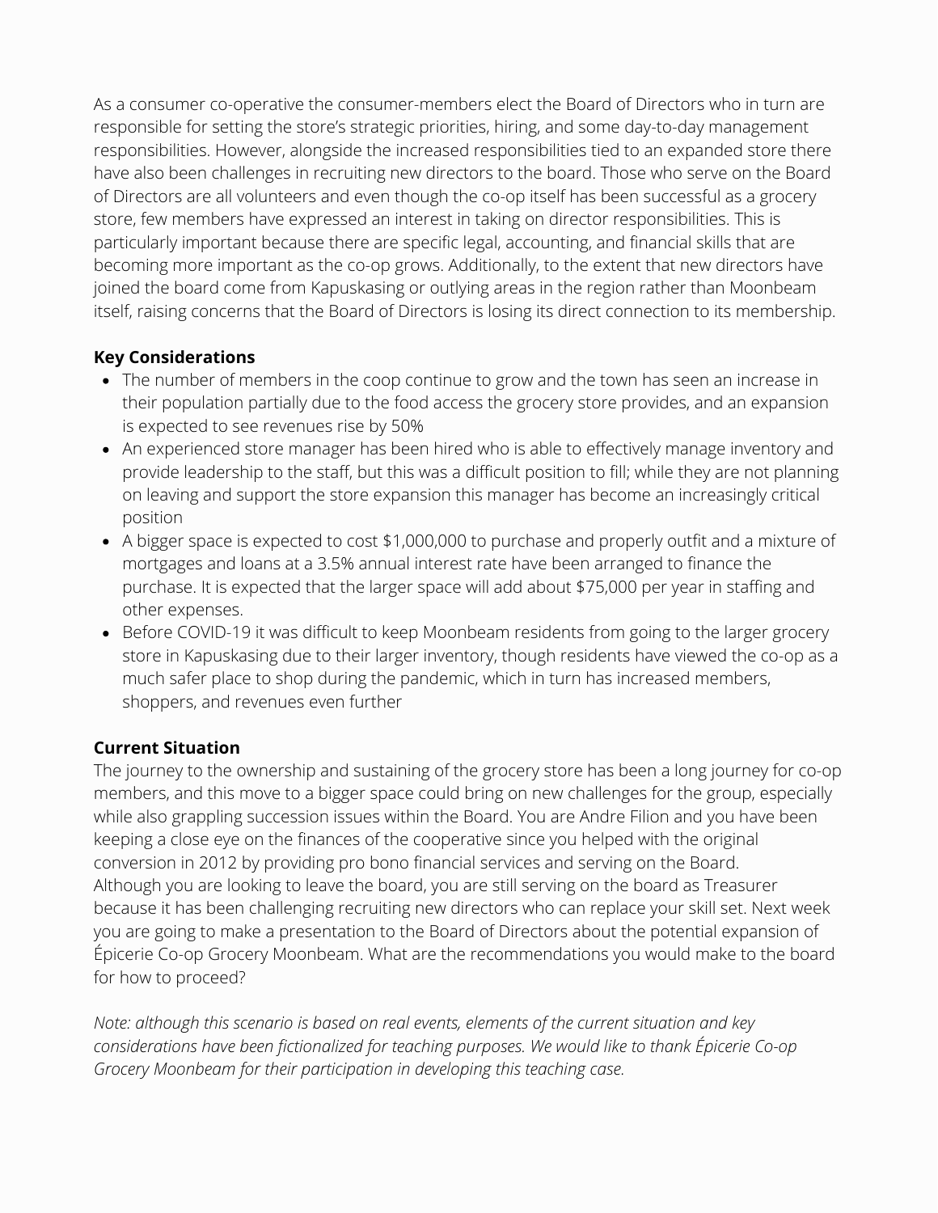As a consumer co-operative the consumer-members elect the Board of Directors who in turn are responsible for setting the store's strategic priorities, hiring, and some day-to-day management responsibilities. However, alongside the increased responsibilities tied to an expanded store there have also been challenges in recruiting new directors to the board. Those who serve on the Board of Directors are all volunteers and even though the co-op itself has been successful as a grocery store, few members have expressed an interest in taking on director responsibilities. This is particularly important because there are specific legal, accounting, and financial skills that are becoming more important as the co-op grows. Additionally, to the extent that new directors have joined the board come from Kapuskasing or outlying areas in the region rather than Moonbeam itself, raising concerns that the Board of Directors is losing its direct connection to its membership.

### Key Considerations

- The number of members in the coop continue to grow and the town has seen an increase in their population partially due to the food access the grocery store provides, and an expansion is expected to see revenues rise by 50%
- An experienced store manager has been hired who is able to effectively manage inventory and provide leadership to the staff, but this was a difficult position to fill; while they are not planning on leaving and support the store expansion this manager has become an increasingly critical position
- A bigger space is expected to cost $1,000,000 to purchase and properly outfit and a mixture of mortgages and loans at a 3.5% annual interest rate have been arranged to finance the purchase. It is expected that the larger space will add about $75,000 per year in staffing and other expenses.
- Before COVID-19 it was difficult to keep Moonbeam residents from going to the larger grocery store in Kapuskasing due to their larger inventory, though residents have viewed the co-op as a much safer place to shop during the pandemic, which in turn has increased members, shoppers, and revenues even further

### Current Situation

The journey to the ownership and sustaining of the grocery store has been a long journey for co-op members, and this move to a bigger space could bring on new challenges for the group, especially while also grappling succession issues within the Board. You are Andre Filion and you have been keeping a close eye on the finances of the cooperative since you helped with the original conversion in 2012 by providing pro bono financial services and serving on the Board. Although you are looking to leave the board, you are still serving on the board as Treasurer because it has been challenging recruiting new directors who can replace your skill set. Next week you are going to make a presentation to the Board of Directors about the potential expansion of Épicerie Co-op Grocery Moonbeam. What are the recommendations you would make to the board for how to proceed?

*Note: although this scenario is based on real events, elements of the current situation and key considerations have been fictionalized for teaching purposes. We would like to thank Épicerie Co-op Grocery Moonbeam for their participation in developing this teaching case.*